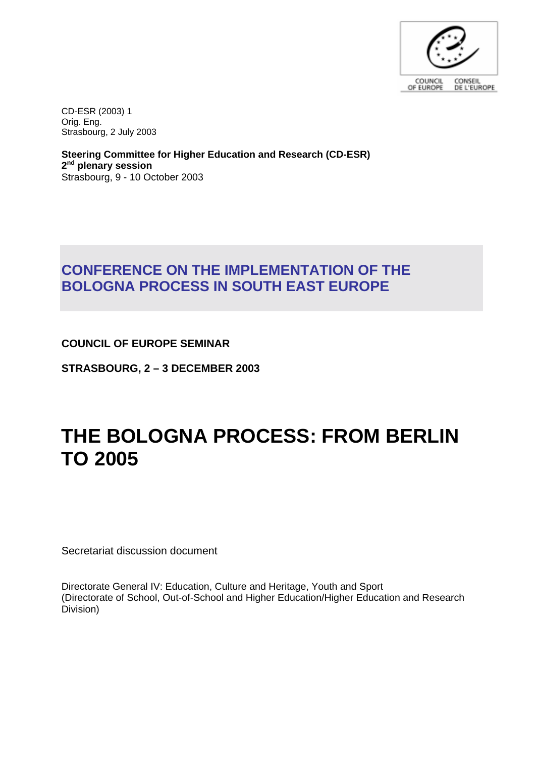CD-ESR (2003) 1
Orig. Eng.
Strasbourg, 2 July 2003

**Steering Committee for Higher Education and Research (CD-ESR)**
**2nd plenary session**
Strasbourg, 9 - 10 October 2003

## CONFERENCE ON THE IMPLEMENTATION OF THE BOLOGNA PROCESS IN SOUTH EAST EUROPE

**COUNCIL OF EUROPE SEMINAR**

**STRASBOURG, 2 – 3 DECEMBER 2003**

# THE BOLOGNA PROCESS: FROM BERLIN TO 2005

Secretariat discussion document

Directorate General IV: Education, Culture and Heritage, Youth and Sport
(Directorate of School, Out-of-School and Higher Education/Higher Education and Research Division)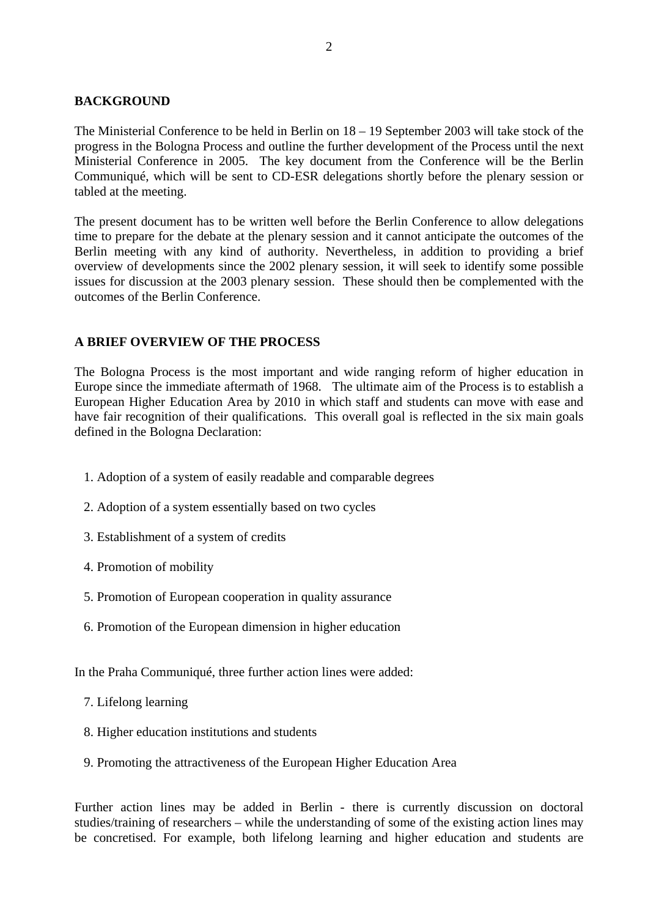## BACKGROUND

The Ministerial Conference to be held in Berlin on 18 – 19 September 2003 will take stock of the progress in the Bologna Process and outline the further development of the Process until the next Ministerial Conference in 2005. The key document from the Conference will be the Berlin Communiqué, which will be sent to CD-ESR delegations shortly before the plenary session or tabled at the meeting.

The present document has to be written well before the Berlin Conference to allow delegations time to prepare for the debate at the plenary session and it cannot anticipate the outcomes of the Berlin meeting with any kind of authority. Nevertheless, in addition to providing a brief overview of developments since the 2002 plenary session, it will seek to identify some possible issues for discussion at the 2003 plenary session. These should then be complemented with the outcomes of the Berlin Conference.

## A BRIEF OVERVIEW OF THE PROCESS

The Bologna Process is the most important and wide ranging reform of higher education in Europe since the immediate aftermath of 1968. The ultimate aim of the Process is to establish a European Higher Education Area by 2010 in which staff and students can move with ease and have fair recognition of their qualifications. This overall goal is reflected in the six main goals defined in the Bologna Declaration:

1. Adoption of a system of easily readable and comparable degrees
2. Adoption of a system essentially based on two cycles
3. Establishment of a system of credits
4. Promotion of mobility
5. Promotion of European cooperation in quality assurance
6. Promotion of the European dimension in higher education

In the Praha Communiqué, three further action lines were added:

7. Lifelong learning
8. Higher education institutions and students
9. Promoting the attractiveness of the European Higher Education Area

Further action lines may be added in Berlin - there is currently discussion on doctoral studies/training of researchers – while the understanding of some of the existing action lines may be concretised. For example, both lifelong learning and higher education and students are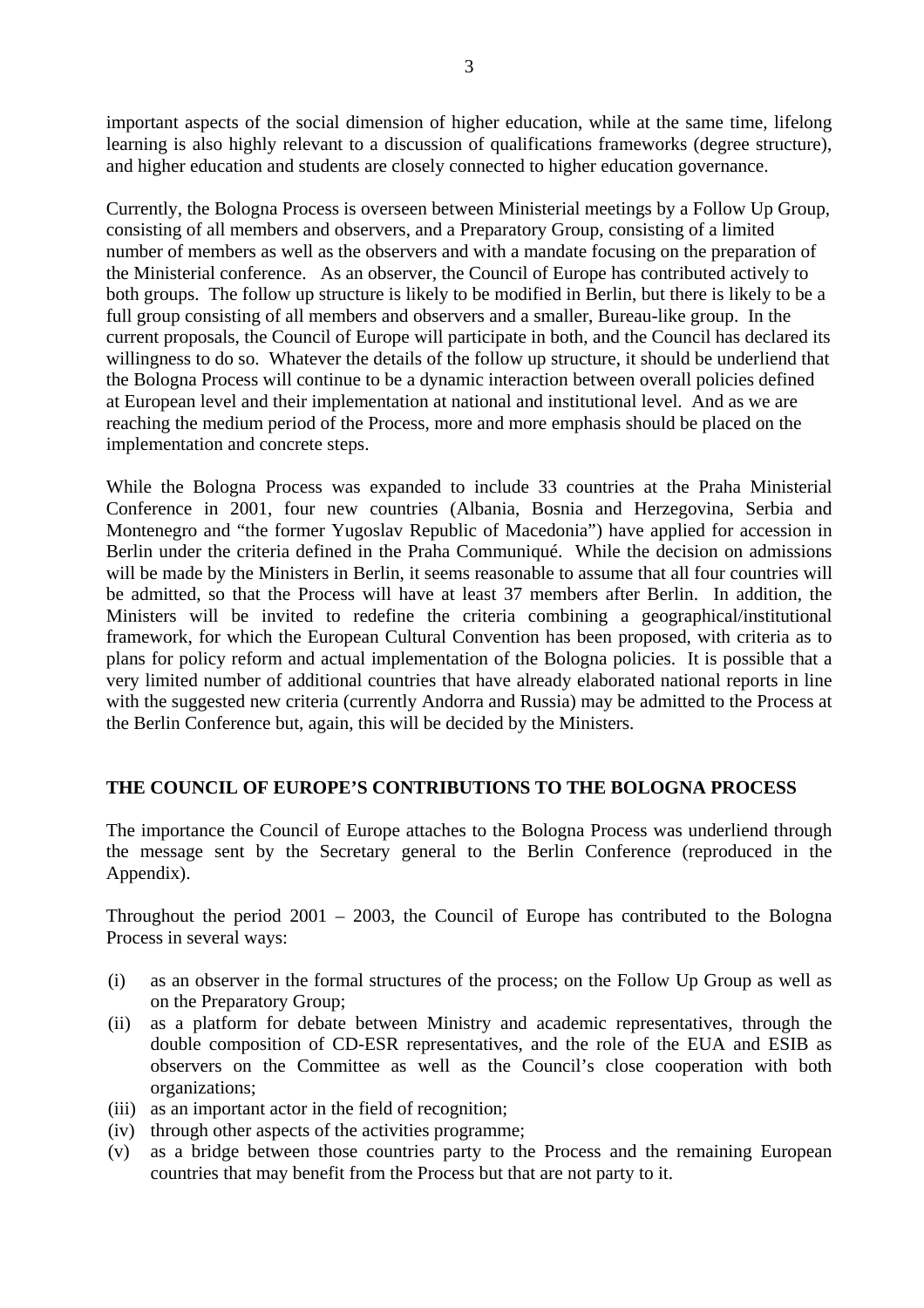important aspects of the social dimension of higher education, while at the same time, lifelong learning is also highly relevant to a discussion of qualifications frameworks (degree structure), and higher education and students are closely connected to higher education governance.

Currently, the Bologna Process is overseen between Ministerial meetings by a Follow Up Group, consisting of all members and observers, and a Preparatory Group, consisting of a limited number of members as well as the observers and with a mandate focusing on the preparation of the Ministerial conference. As an observer, the Council of Europe has contributed actively to both groups. The follow up structure is likely to be modified in Berlin, but there is likely to be a full group consisting of all members and observers and a smaller, Bureau-like group. In the current proposals, the Council of Europe will participate in both, and the Council has declared its willingness to do so. Whatever the details of the follow up structure, it should be underliend that the Bologna Process will continue to be a dynamic interaction between overall policies defined at European level and their implementation at national and institutional level. And as we are reaching the medium period of the Process, more and more emphasis should be placed on the implementation and concrete steps.

While the Bologna Process was expanded to include 33 countries at the Praha Ministerial Conference in 2001, four new countries (Albania, Bosnia and Herzegovina, Serbia and Montenegro and "the former Yugoslav Republic of Macedonia") have applied for accession in Berlin under the criteria defined in the Praha Communiqué. While the decision on admissions will be made by the Ministers in Berlin, it seems reasonable to assume that all four countries will be admitted, so that the Process will have at least 37 members after Berlin. In addition, the Ministers will be invited to redefine the criteria combining a geographical/institutional framework, for which the European Cultural Convention has been proposed, with criteria as to plans for policy reform and actual implementation of the Bologna policies. It is possible that a very limited number of additional countries that have already elaborated national reports in line with the suggested new criteria (currently Andorra and Russia) may be admitted to the Process at the Berlin Conference but, again, this will be decided by the Ministers.

## THE COUNCIL OF EUROPE'S CONTRIBUTIONS TO THE BOLOGNA PROCESS

The importance the Council of Europe attaches to the Bologna Process was underliend through the message sent by the Secretary general to the Berlin Conference (reproduced in the Appendix).

Throughout the period 2001 – 2003, the Council of Europe has contributed to the Bologna Process in several ways:

(i) as an observer in the formal structures of the process; on the Follow Up Group as well as on the Preparatory Group;
(ii) as a platform for debate between Ministry and academic representatives, through the double composition of CD-ESR representatives, and the role of the EUA and ESIB as observers on the Committee as well as the Council's close cooperation with both organizations;
(iii) as an important actor in the field of recognition;
(iv) through other aspects of the activities programme;
(v) as a bridge between those countries party to the Process and the remaining European countries that may benefit from the Process but that are not party to it.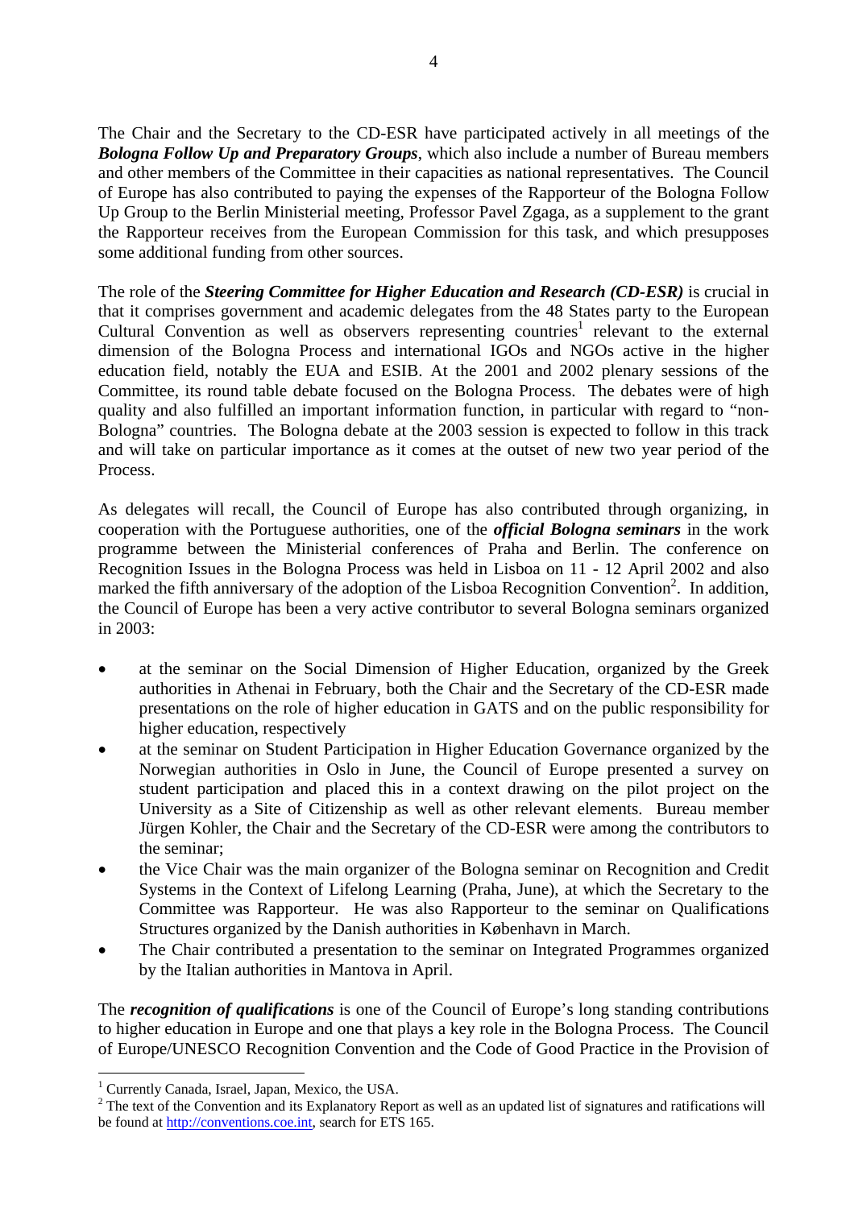The Chair and the Secretary to the CD-ESR have participated actively in all meetings of the ***Bologna Follow Up and Preparatory Groups***, which also include a number of Bureau members and other members of the Committee in their capacities as national representatives. The Council of Europe has also contributed to paying the expenses of the Rapporteur of the Bologna Follow Up Group to the Berlin Ministerial meeting, Professor Pavel Zgaga, as a supplement to the grant the Rapporteur receives from the European Commission for this task, and which presupposes some additional funding from other sources.

The role of the ***Steering Committee for Higher Education and Research (CD-ESR)*** is crucial in that it comprises government and academic delegates from the 48 States party to the European Cultural Convention as well as observers representing countries[1] relevant to the external dimension of the Bologna Process and international IGOs and NGOs active in the higher education field, notably the EUA and ESIB. At the 2001 and 2002 plenary sessions of the Committee, its round table debate focused on the Bologna Process. The debates were of high quality and also fulfilled an important information function, in particular with regard to "non-Bologna" countries. The Bologna debate at the 2003 session is expected to follow in this track and will take on particular importance as it comes at the outset of new two year period of the Process.

As delegates will recall, the Council of Europe has also contributed through organizing, in cooperation with the Portuguese authorities, one of the ***official Bologna seminars*** in the work programme between the Ministerial conferences of Praha and Berlin. The conference on Recognition Issues in the Bologna Process was held in Lisboa on 11 - 12 April 2002 and also marked the fifth anniversary of the adoption of the Lisboa Recognition Convention[2]. In addition, the Council of Europe has been a very active contributor to several Bologna seminars organized in 2003:

- at the seminar on the Social Dimension of Higher Education, organized by the Greek authorities in Athenai in February, both the Chair and the Secretary of the CD-ESR made presentations on the role of higher education in GATS and on the public responsibility for higher education, respectively
- at the seminar on Student Participation in Higher Education Governance organized by the Norwegian authorities in Oslo in June, the Council of Europe presented a survey on student participation and placed this in a context drawing on the pilot project on the University as a Site of Citizenship as well as other relevant elements. Bureau member Jürgen Kohler, the Chair and the Secretary of the CD-ESR were among the contributors to the seminar;
- the Vice Chair was the main organizer of the Bologna seminar on Recognition and Credit Systems in the Context of Lifelong Learning (Praha, June), at which the Secretary to the Committee was Rapporteur. He was also Rapporteur to the seminar on Qualifications Structures organized by the Danish authorities in København in March.
- The Chair contributed a presentation to the seminar on Integrated Programmes organized by the Italian authorities in Mantova in April.

The ***recognition of qualifications*** is one of the Council of Europe's long standing contributions to higher education in Europe and one that plays a key role in the Bologna Process. The Council of Europe/UNESCO Recognition Convention and the Code of Good Practice in the Provision of

---

[1] Currently Canada, Israel, Japan, Mexico, the USA.

[2] The text of the Convention and its Explanatory Report as well as an updated list of signatures and ratifications will be found at http://conventions.coe.int, search for ETS 165.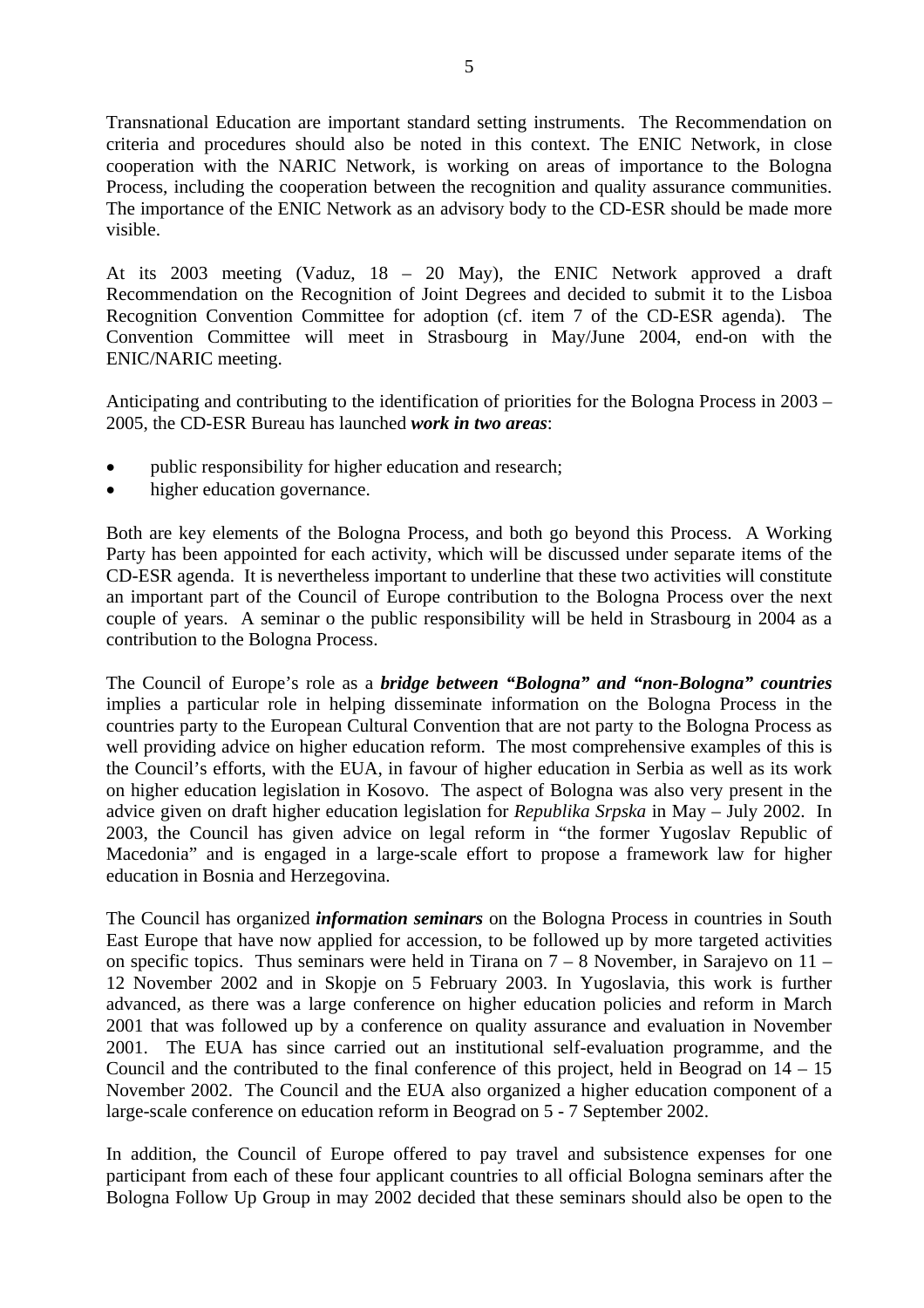Transnational Education are important standard setting instruments. The Recommendation on criteria and procedures should also be noted in this context. The ENIC Network, in close cooperation with the NARIC Network, is working on areas of importance to the Bologna Process, including the cooperation between the recognition and quality assurance communities. The importance of the ENIC Network as an advisory body to the CD-ESR should be made more visible.

At its 2003 meeting (Vaduz, 18 – 20 May), the ENIC Network approved a draft Recommendation on the Recognition of Joint Degrees and decided to submit it to the Lisboa Recognition Convention Committee for adoption (cf. item 7 of the CD-ESR agenda). The Convention Committee will meet in Strasbourg in May/June 2004, end-on with the ENIC/NARIC meeting.

Anticipating and contributing to the identification of priorities for the Bologna Process in 2003 – 2005, the CD-ESR Bureau has launched ***work in two areas***:

- public responsibility for higher education and research;
- higher education governance.

Both are key elements of the Bologna Process, and both go beyond this Process. A Working Party has been appointed for each activity, which will be discussed under separate items of the CD-ESR agenda. It is nevertheless important to underline that these two activities will constitute an important part of the Council of Europe contribution to the Bologna Process over the next couple of years. A seminar o the public responsibility will be held in Strasbourg in 2004 as a contribution to the Bologna Process.

The Council of Europe's role as a ***bridge between "Bologna" and "non-Bologna" countries*** implies a particular role in helping disseminate information on the Bologna Process in the countries party to the European Cultural Convention that are not party to the Bologna Process as well providing advice on higher education reform. The most comprehensive examples of this is the Council's efforts, with the EUA, in favour of higher education in Serbia as well as its work on higher education legislation in Kosovo. The aspect of Bologna was also very present in the advice given on draft higher education legislation for *Republika Srpska* in May – July 2002. In 2003, the Council has given advice on legal reform in "the former Yugoslav Republic of Macedonia" and is engaged in a large-scale effort to propose a framework law for higher education in Bosnia and Herzegovina.

The Council has organized ***information seminars*** on the Bologna Process in countries in South East Europe that have now applied for accession, to be followed up by more targeted activities on specific topics. Thus seminars were held in Tirana on 7 – 8 November, in Sarajevo on 11 – 12 November 2002 and in Skopje on 5 February 2003. In Yugoslavia, this work is further advanced, as there was a large conference on higher education policies and reform in March 2001 that was followed up by a conference on quality assurance and evaluation in November 2001. The EUA has since carried out an institutional self-evaluation programme, and the Council and the contributed to the final conference of this project, held in Beograd on 14 – 15 November 2002. The Council and the EUA also organized a higher education component of a large-scale conference on education reform in Beograd on 5 - 7 September 2002.

In addition, the Council of Europe offered to pay travel and subsistence expenses for one participant from each of these four applicant countries to all official Bologna seminars after the Bologna Follow Up Group in may 2002 decided that these seminars should also be open to the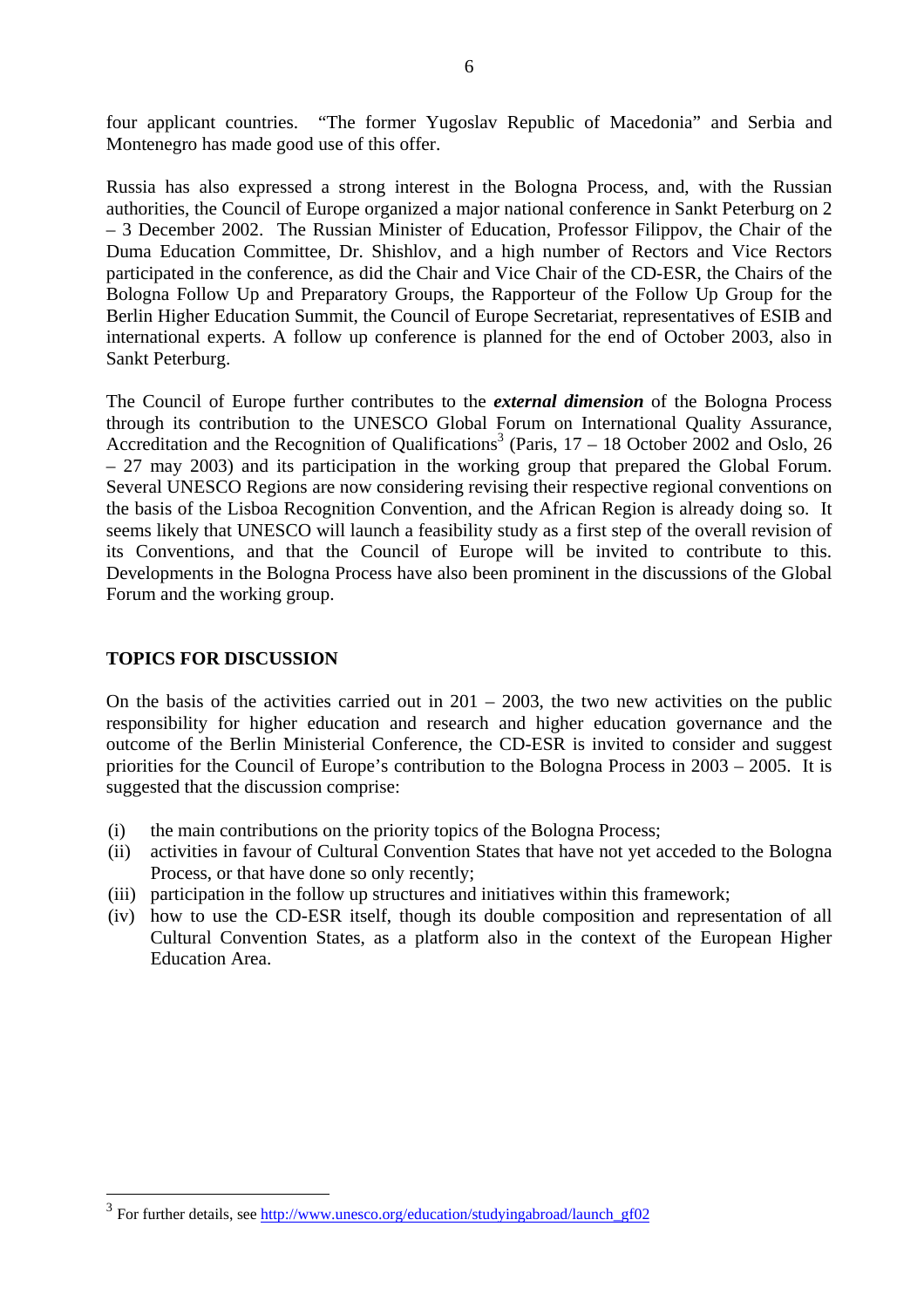four applicant countries. "The former Yugoslav Republic of Macedonia" and Serbia and Montenegro has made good use of this offer.

Russia has also expressed a strong interest in the Bologna Process, and, with the Russian authorities, the Council of Europe organized a major national conference in Sankt Peterburg on 2 – 3 December 2002. The Russian Minister of Education, Professor Filippov, the Chair of the Duma Education Committee, Dr. Shishlov, and a high number of Rectors and Vice Rectors participated in the conference, as did the Chair and Vice Chair of the CD-ESR, the Chairs of the Bologna Follow Up and Preparatory Groups, the Rapporteur of the Follow Up Group for the Berlin Higher Education Summit, the Council of Europe Secretariat, representatives of ESIB and international experts. A follow up conference is planned for the end of October 2003, also in Sankt Peterburg.

The Council of Europe further contributes to the ***external dimension*** of the Bologna Process through its contribution to the UNESCO Global Forum on International Quality Assurance, Accreditation and the Recognition of Qualifications[3] (Paris, 17 – 18 October 2002 and Oslo, 26 – 27 may 2003) and its participation in the working group that prepared the Global Forum. Several UNESCO Regions are now considering revising their respective regional conventions on the basis of the Lisboa Recognition Convention, and the African Region is already doing so. It seems likely that UNESCO will launch a feasibility study as a first step of the overall revision of its Conventions, and that the Council of Europe will be invited to contribute to this. Developments in the Bologna Process have also been prominent in the discussions of the Global Forum and the working group.

**TOPICS FOR DISCUSSION**

On the basis of the activities carried out in 201 – 2003, the two new activities on the public responsibility for higher education and research and higher education governance and the outcome of the Berlin Ministerial Conference, the CD-ESR is invited to consider and suggest priorities for the Council of Europe's contribution to the Bologna Process in 2003 – 2005. It is suggested that the discussion comprise:

(i) the main contributions on the priority topics of the Bologna Process;
(ii) activities in favour of Cultural Convention States that have not yet acceded to the Bologna Process, or that have done so only recently;
(iii) participation in the follow up structures and initiatives within this framework;
(iv) how to use the CD-ESR itself, though its double composition and representation of all Cultural Convention States, as a platform also in the context of the European Higher Education Area.

[3] For further details, see http://www.unesco.org/education/studyingabroad/launch_gf02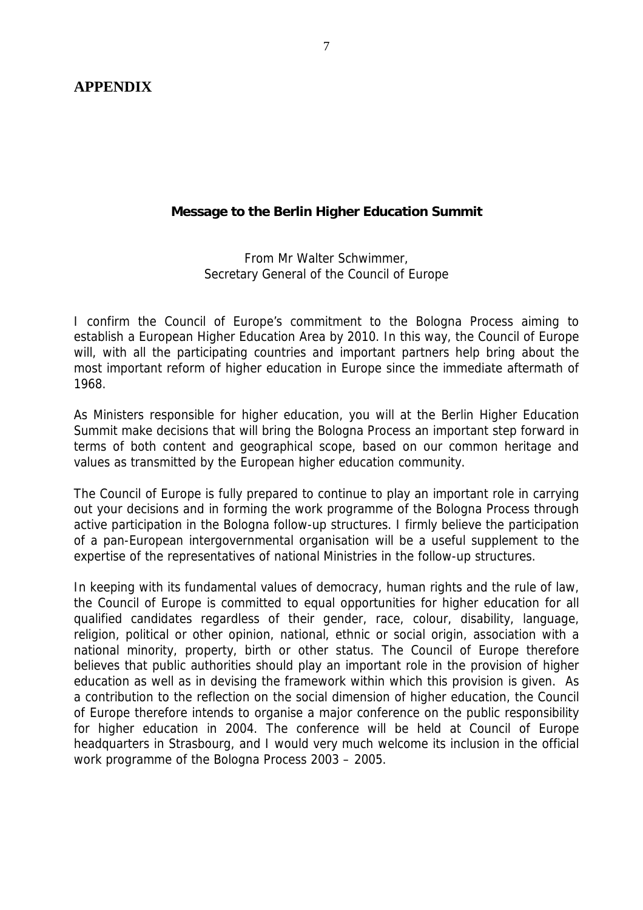# APPENDIX

**Message to the Berlin Higher Education Summit**

From Mr Walter Schwimmer,
Secretary General of the Council of Europe

I confirm the Council of Europe's commitment to the Bologna Process aiming to establish a European Higher Education Area by 2010. In this way, the Council of Europe will, with all the participating countries and important partners help bring about the most important reform of higher education in Europe since the immediate aftermath of 1968.

As Ministers responsible for higher education, you will at the Berlin Higher Education Summit make decisions that will bring the Bologna Process an important step forward in terms of both content and geographical scope, based on our common heritage and values as transmitted by the European higher education community.

The Council of Europe is fully prepared to continue to play an important role in carrying out your decisions and in forming the work programme of the Bologna Process through active participation in the Bologna follow-up structures. I firmly believe the participation of a pan-European intergovernmental organisation will be a useful supplement to the expertise of the representatives of national Ministries in the follow-up structures.

In keeping with its fundamental values of democracy, human rights and the rule of law, the Council of Europe is committed to equal opportunities for higher education for all qualified candidates regardless of their gender, race, colour, disability, language, religion, political or other opinion, national, ethnic or social origin, association with a national minority, property, birth or other status. The Council of Europe therefore believes that public authorities should play an important role in the provision of higher education as well as in devising the framework within which this provision is given. As a contribution to the reflection on the social dimension of higher education, the Council of Europe therefore intends to organise a major conference on the public responsibility for higher education in 2004. The conference will be held at Council of Europe headquarters in Strasbourg, and I would very much welcome its inclusion in the official work programme of the Bologna Process 2003 – 2005.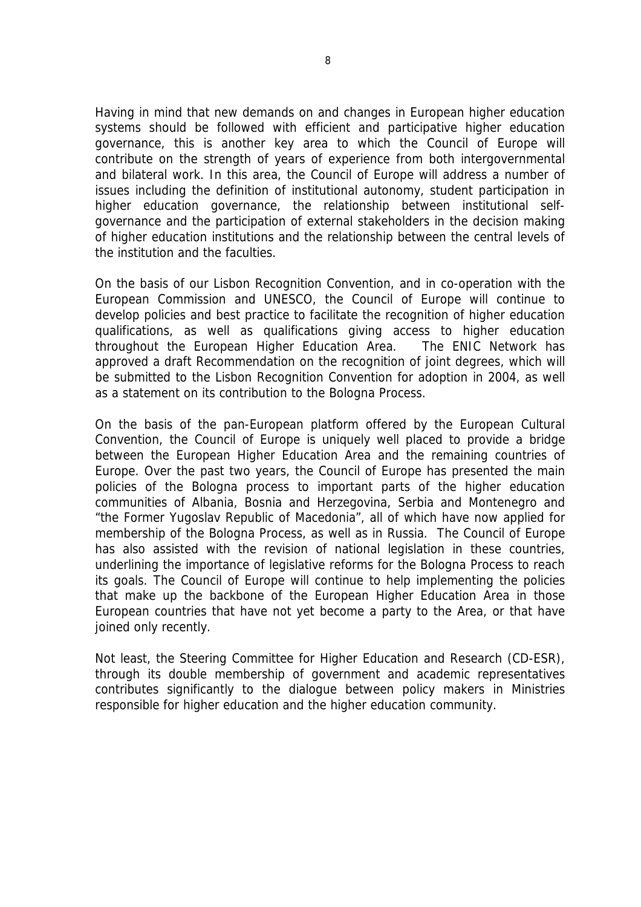Having in mind that new demands on and changes in European higher education systems should be followed with efficient and participative higher education governance, this is another key area to which the Council of Europe will contribute on the strength of years of experience from both intergovernmental and bilateral work. In this area, the Council of Europe will address a number of issues including the definition of institutional autonomy, student participation in higher education governance, the relationship between institutional self-governance and the participation of external stakeholders in the decision making of higher education institutions and the relationship between the central levels of the institution and the faculties.

On the basis of our Lisbon Recognition Convention, and in co-operation with the European Commission and UNESCO, the Council of Europe will continue to develop policies and best practice to facilitate the recognition of higher education qualifications, as well as qualifications giving access to higher education throughout the European Higher Education Area. The ENIC Network has approved a draft Recommendation on the recognition of joint degrees, which will be submitted to the Lisbon Recognition Convention for adoption in 2004, as well as a statement on its contribution to the Bologna Process.

On the basis of the pan-European platform offered by the European Cultural Convention, the Council of Europe is uniquely well placed to provide a bridge between the European Higher Education Area and the remaining countries of Europe. Over the past two years, the Council of Europe has presented the main policies of the Bologna process to important parts of the higher education communities of Albania, Bosnia and Herzegovina, Serbia and Montenegro and "the Former Yugoslav Republic of Macedonia", all of which have now applied for membership of the Bologna Process, as well as in Russia. The Council of Europe has also assisted with the revision of national legislation in these countries, underlining the importance of legislative reforms for the Bologna Process to reach its goals. The Council of Europe will continue to help implementing the policies that make up the backbone of the European Higher Education Area in those European countries that have not yet become a party to the Area, or that have joined only recently.

Not least, the Steering Committee for Higher Education and Research (CD-ESR), through its double membership of government and academic representatives contributes significantly to the dialogue between policy makers in Ministries responsible for higher education and the higher education community.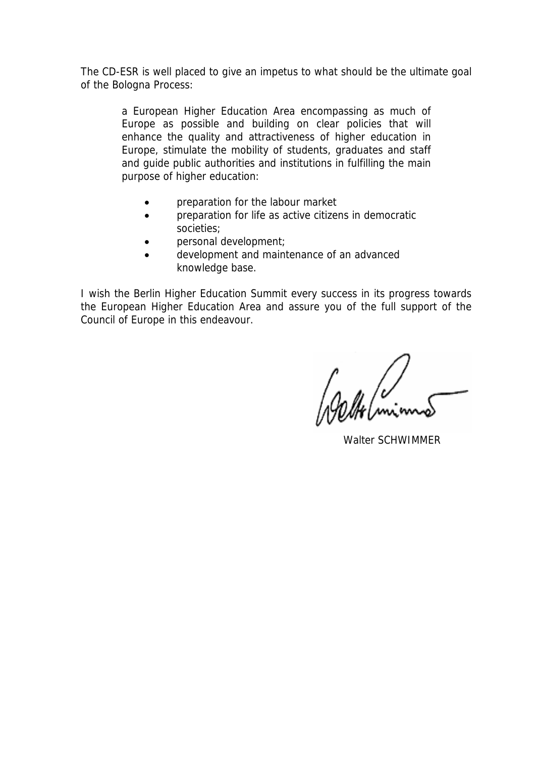The CD-ESR is well placed to give an impetus to what should be the ultimate goal of the Bologna Process:

> a European Higher Education Area encompassing as much of Europe as possible and building on clear policies that will enhance the quality and attractiveness of higher education in Europe, stimulate the mobility of students, graduates and staff and guide public authorities and institutions in fulfilling the main purpose of higher education:
>
> - preparation for the labour market
> - preparation for life as active citizens in democratic societies;
> - personal development;
> - development and maintenance of an advanced knowledge base.

I wish the Berlin Higher Education Summit every success in its progress towards the European Higher Education Area and assure you of the full support of the Council of Europe in this endeavour.

Walter SCHWIMMER